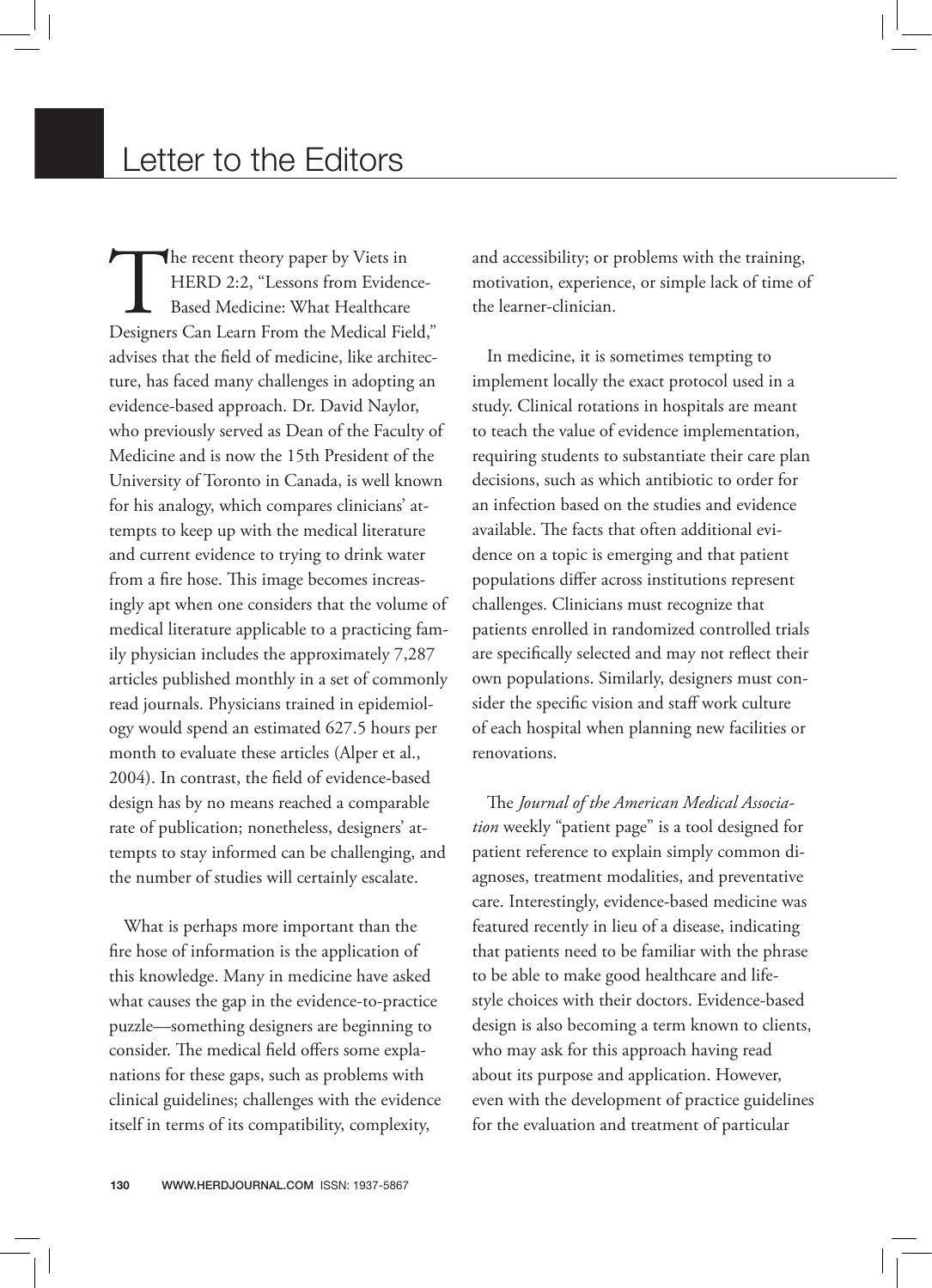# Letter to the Editors

The recent theory paper by Viets in HERD 2:2, "Lessons from Evidence-Based Medicine: What Healthcare Designers Can Learn From the Medical Field," advises that the field of medicine, like architecture, has faced many challenges in adopting an evidence-based approach. Dr. David Naylor, who previously served as Dean of the Faculty of Medicine and is now the 15th President of the University of Toronto in Canada, is well known for his analogy, which compares clinicians' attempts to keep up with the medical literature and current evidence to trying to drink water from a fire hose. This image becomes increasingly apt when one considers that the volume of medical literature applicable to a practicing family physician includes the approximately 7,287 articles published monthly in a set of commonly read journals. Physicians trained in epidemiology would spend an estimated 627.5 hours per month to evaluate these articles (Alper et al., 2004). In contrast, the field of evidence-based design has by no means reached a comparable rate of publication; nonetheless, designers' attempts to stay informed can be challenging, and the number of studies will certainly escalate.

What is perhaps more important than the fire hose of information is the application of this knowledge. Many in medicine have asked what causes the gap in the evidence-to-practice puzzle—something designers are beginning to consider. The medical field offers some explanations for these gaps, such as problems with clinical guidelines; challenges with the evidence itself in terms of its compatibility, complexity, and accessibility; or problems with the training, motivation, experience, or simple lack of time of the learner-clinician.

In medicine, it is sometimes tempting to implement locally the exact protocol used in a study. Clinical rotations in hospitals are meant to teach the value of evidence implementation, requiring students to substantiate their care plan decisions, such as which antibiotic to order for an infection based on the studies and evidence available. The facts that often additional evidence on a topic is emerging and that patient populations differ across institutions represent challenges. Clinicians must recognize that patients enrolled in randomized controlled trials are specifically selected and may not reflect their own populations. Similarly, designers must consider the specific vision and staff work culture of each hospital when planning new facilities or renovations.

The *Journal of the American Medical Association* weekly "patient page" is a tool designed for patient reference to explain simply common diagnoses, treatment modalities, and preventative care. Interestingly, evidence-based medicine was featured recently in lieu of a disease, indicating that patients need to be familiar with the phrase to be able to make good healthcare and lifestyle choices with their doctors. Evidence-based design is also becoming a term known to clients, who may ask for this approach having read about its purpose and application. However, even with the development of practice guidelines for the evaluation and treatment of particular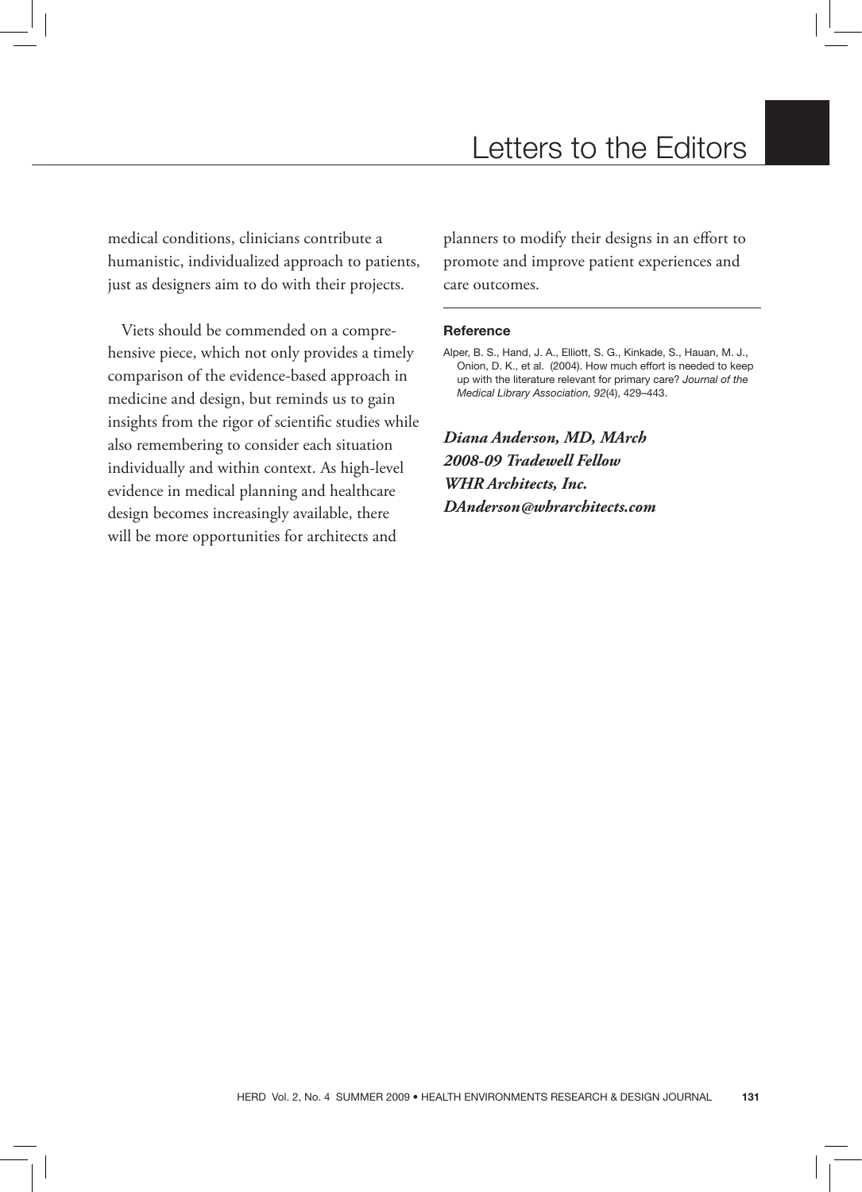# Letters to the Editors

medical conditions, clinicians contribute a humanistic, individualized approach to patients, just as designers aim to do with their projects.

Viets should be commended on a comprehensive piece, which not only provides a timely comparison of the evidence-based approach in medicine and design, but reminds us to gain insights from the rigor of scientific studies while also remembering to consider each situation individually and within context. As high-level evidence in medical planning and healthcare design becomes increasingly available, there will be more opportunities for architects and planners to modify their designs in an effort to promote and improve patient experiences and care outcomes.

### Reference

Alper, B. S., Hand, J. A., Elliott, S. G., Kinkade, S., Hauan, M. J., Onion, D. K., et al. (2004). How much effort is needed to keep up with the literature relevant for primary care? *Journal of the Medical Library Association, 92*(4), 429–443.

***Diana Anderson, MD, MArch***
***2008-09 Tradewell Fellow***
***WHR Architects, Inc.***
***DAnderson@whrarchitects.com***